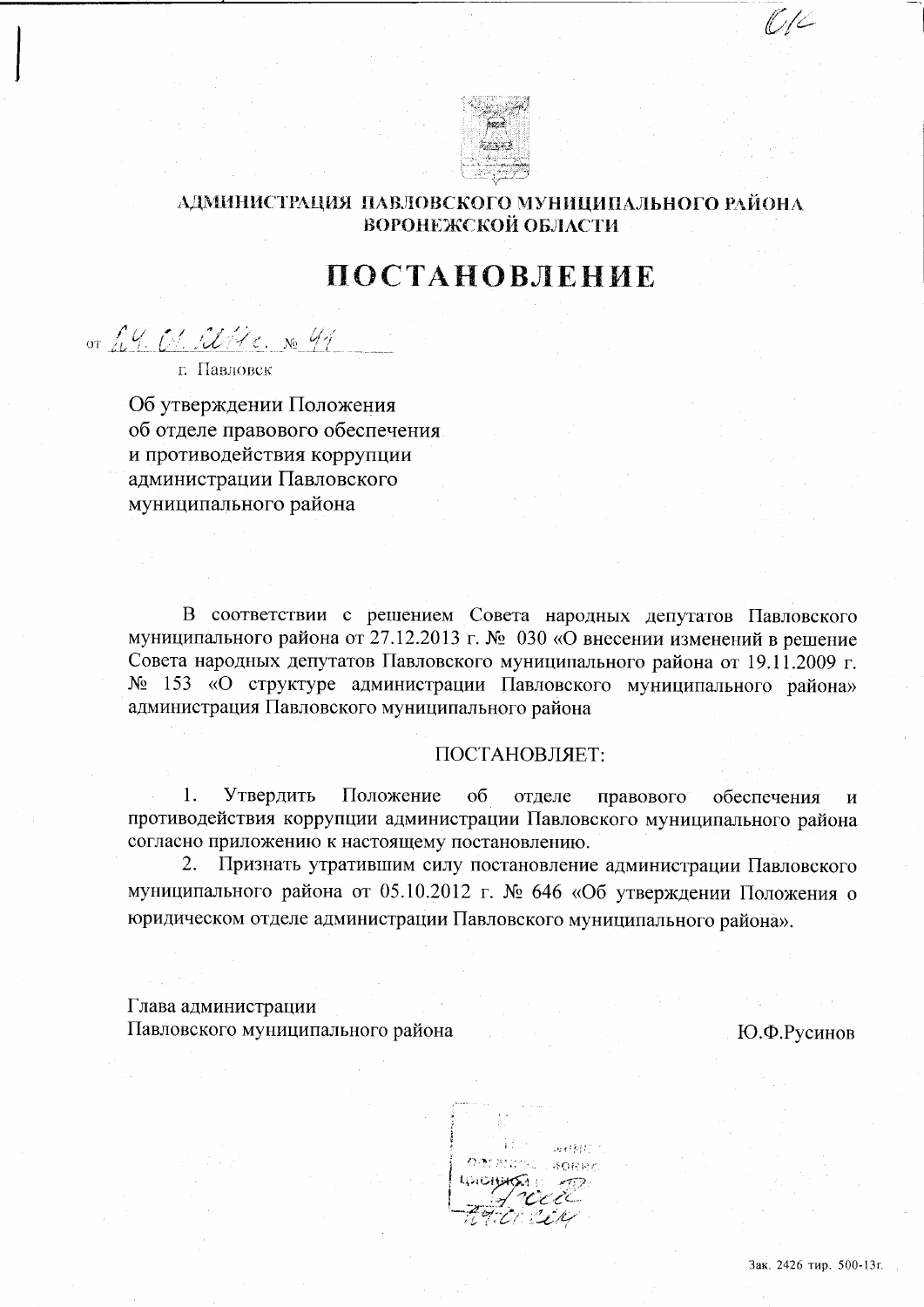АДМИНИСТРАЦИЯ ПАВЛОВСКОГО МУНИЦИПАЛЬНОГО РАЙОНА
ВОРОНЕЖСКОЙ ОБЛАСТИ

# ПОСТАНОВЛЕНИЕ

от 24.01.2014 г. № 41

г. Павловск

Об утверждении Положения
об отделе правового обеспечения
и противодействия коррупции
администрации Павловского
муниципального района

В соответствии с решением Совета народных депутатов Павловского муниципального района от 27.12.2013 г. № 030 «О внесении изменений в решение Совета народных депутатов Павловского муниципального района от 19.11.2009 г. № 153 «О структуре администрации Павловского муниципального района» администрация Павловского муниципального района

ПОСТАНОВЛЯЕТ:

1. Утвердить Положение об отделе правового обеспечения и противодействия коррупции администрации Павловского муниципального района согласно приложению к настоящему постановлению.
2. Признать утратившим силу постановление администрации Павловского муниципального района от 05.10.2012 г. № 646 «Об утверждении Положения о юридическом отделе администрации Павловского муниципального района».

Глава администрации
Павловского муниципального района Ю.Ф.Русинов

Зак. 2426 тир. 500-13г.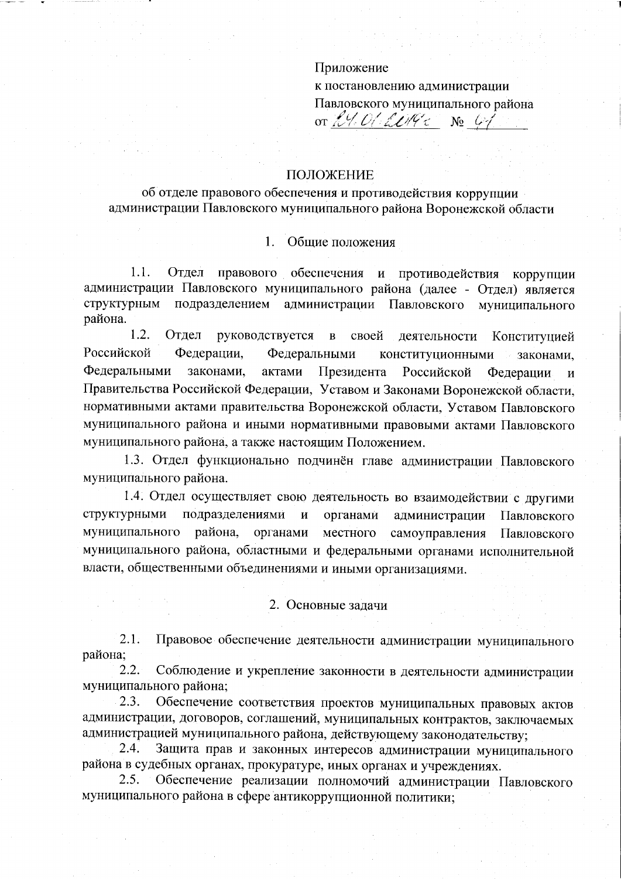Приложение
к постановлению администрации
Павловского муниципального района
от 24.01.2014г № 41

# ПОЛОЖЕНИЕ

## об отделе правового обеспечения и противодействия коррупции администрации Павловского муниципального района Воронежской области

### 1. Общие положения

1.1. Отдел правового обеспечения и противодействия коррупции администрации Павловского муниципального района (далее - Отдел) является структурным подразделением администрации Павловского муниципального района.

1.2. Отдел руководствуется в своей деятельности Конституцией Российской Федерации, Федеральными конституционными законами, Федеральными законами, актами Президента Российской Федерации и Правительства Российской Федерации, Уставом и Законами Воронежской области, нормативными актами правительства Воронежской области, Уставом Павловского муниципального района и иными нормативными правовыми актами Павловского муниципального района, а также настоящим Положением.

1.3. Отдел функционально подчинён главе администрации Павловского муниципального района.

1.4. Отдел осуществляет свою деятельность во взаимодействии с другими структурными подразделениями и органами администрации Павловского муниципального района, органами местного самоуправления Павловского муниципального района, областными и федеральными органами исполнительной власти, общественными объединениями и иными организациями.

### 2. Основные задачи

2.1. Правовое обеспечение деятельности администрации муниципального района;

2.2. Соблюдение и укрепление законности в деятельности администрации муниципального района;

2.3. Обеспечение соответствия проектов муниципальных правовых актов администрации, договоров, соглашений, муниципальных контрактов, заключаемых администрацией муниципального района, действующему законодательству;

2.4. Защита прав и законных интересов администрации муниципального района в судебных органах, прокуратуре, иных органах и учреждениях.

2.5. Обеспечение реализации полномочий администрации Павловского муниципального района в сфере антикоррупционной политики;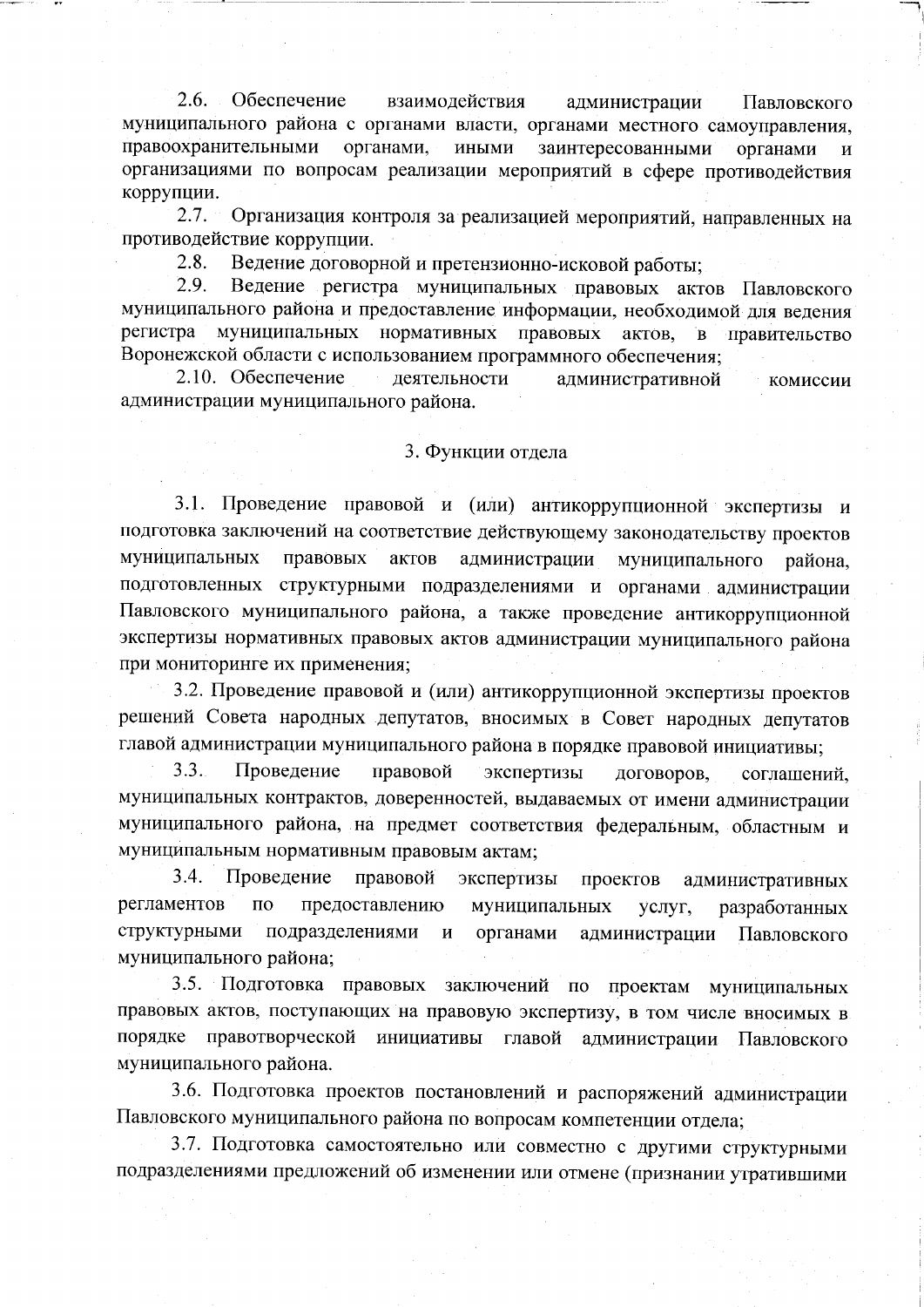2.6. Обеспечение взаимодействия администрации Павловского муниципального района с органами власти, органами местного самоуправления, правоохранительными органами, иными заинтересованными органами и организациями по вопросам реализации мероприятий в сфере противодействия коррупции.

2.7. Организация контроля за реализацией мероприятий, направленных на противодействие коррупции.

2.8. Ведение договорной и претензионно-исковой работы;

2.9. Ведение регистра муниципальных правовых актов Павловского муниципального района и предоставление информации, необходимой для ведения регистра муниципальных нормативных правовых актов, в правительство Воронежской области с использованием программного обеспечения;

2.10. Обеспечение деятельности административной комиссии администрации муниципального района.

## 3. Функции отдела

3.1. Проведение правовой и (или) антикоррупционной экспертизы и подготовка заключений на соответствие действующему законодательству проектов муниципальных правовых актов администрации муниципального района, подготовленных структурными подразделениями и органами администрации Павловского муниципального района, а также проведение антикоррупционной экспертизы нормативных правовых актов администрации муниципального района при мониторинге их применения;

3.2. Проведение правовой и (или) антикоррупционной экспертизы проектов решений Совета народных депутатов, вносимых в Совет народных депутатов главой администрации муниципального района в порядке правовой инициативы;

3.3. Проведение правовой экспертизы договоров, соглашений, муниципальных контрактов, доверенностей, выдаваемых от имени администрации муниципального района, на предмет соответствия федеральным, областным и муниципальным нормативным правовым актам;

3.4. Проведение правовой экспертизы проектов административных регламентов по предоставлению муниципальных услуг, разработанных структурными подразделениями и органами администрации Павловского муниципального района;

3.5. Подготовка правовых заключений по проектам муниципальных правовых актов, поступающих на правовую экспертизу, в том числе вносимых в порядке правотворческой инициативы главой администрации Павловского муниципального района.

3.6. Подготовка проектов постановлений и распоряжений администрации Павловского муниципального района по вопросам компетенции отдела;

3.7. Подготовка самостоятельно или совместно с другими структурными подразделениями предложений об изменении или отмене (признании утратившими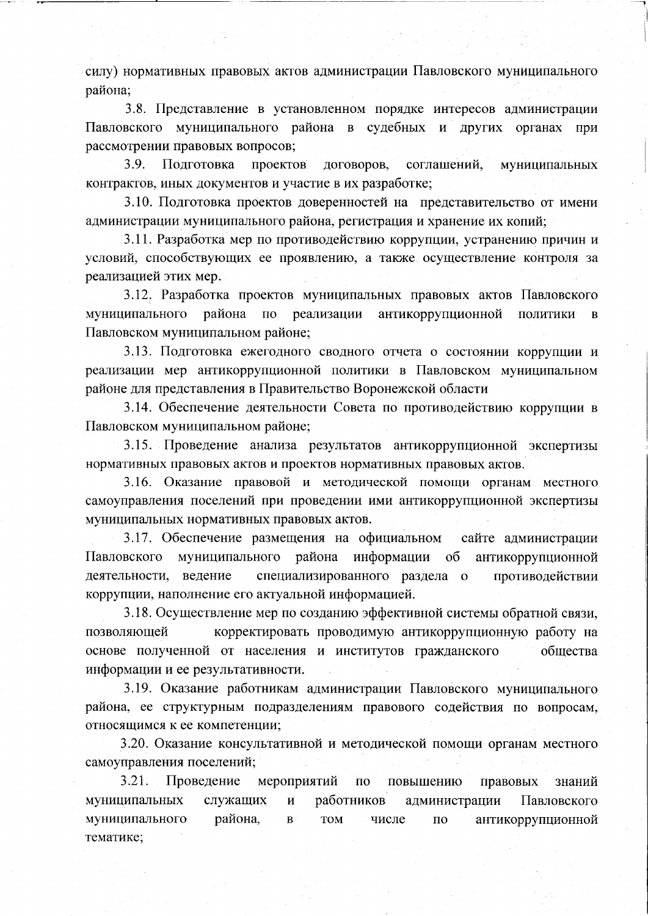силу) нормативных правовых актов администрации Павловского муниципального района;

3.8. Представление в установленном порядке интересов администрации Павловского муниципального района в судебных и других органах при рассмотрении правовых вопросов;

3.9. Подготовка проектов договоров, соглашений, муниципальных контрактов, иных документов и участие в их разработке;

3.10. Подготовка проектов доверенностей на представительство от имени администрации муниципального района, регистрация и хранение их копий;

3.11. Разработка мер по противодействию коррупции, устранению причин и условий, способствующих ее проявлению, а также осуществление контроля за реализацией этих мер.

3.12. Разработка проектов муниципальных правовых актов Павловского муниципального района по реализации антикоррупционной политики в Павловском муниципальном районе;

3.13. Подготовка ежегодного сводного отчета о состоянии коррупции и реализации мер антикоррупционной политики в Павловском муниципальном районе для представления в Правительство Воронежской области

3.14. Обеспечение деятельности Совета по противодействию коррупции в Павловском муниципальном районе;

3.15. Проведение анализа результатов антикоррупционной экспертизы нормативных правовых актов и проектов нормативных правовых актов.

3.16. Оказание правовой и методической помощи органам местного самоуправления поселений при проведении ими антикоррупционной экспертизы муниципальных нормативных правовых актов.

3.17. Обеспечение размещения на официальном сайте администрации Павловского муниципального района информации об антикоррупционной деятельности, ведение специализированного раздела о противодействии коррупции, наполнение его актуальной информацией.

3.18. Осуществление мер по созданию эффективной системы обратной связи, позволяющей корректировать проводимую антикоррупционную работу на основе полученной от населения и институтов гражданского общества информации и ее результативности.

3.19. Оказание работникам администрации Павловского муниципального района, ее структурным подразделениям правового содействия по вопросам, относящимся к ее компетенции;

3.20. Оказание консультативной и методической помощи органам местного самоуправления поселений;

3.21. Проведение мероприятий по повышению правовых знаний муниципальных служащих и работников администрации Павловского муниципального района, в том числе по антикоррупционной тематике;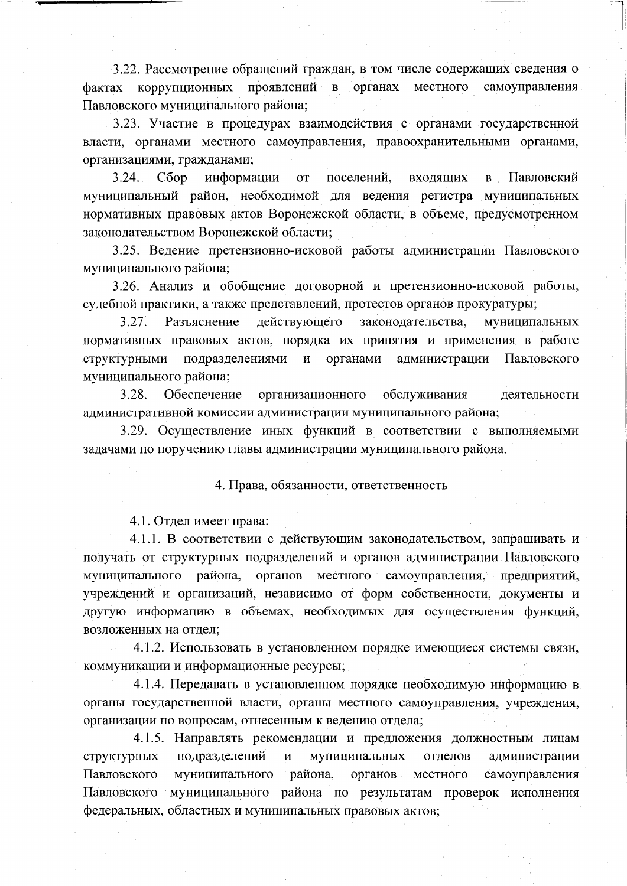3.22. Рассмотрение обращений граждан, в том числе содержащих сведения о фактах коррупционных проявлений в органах местного самоуправления Павловского муниципального района;

3.23. Участие в процедурах взаимодействия с органами государственной власти, органами местного самоуправления, правоохранительными органами, организациями, гражданами;

3.24. Сбор информации от поселений, входящих в Павловский муниципальный район, необходимой для ведения регистра муниципальных нормативных правовых актов Воронежской области, в объеме, предусмотренном законодательством Воронежской области;

3.25. Ведение претензионно-исковой работы администрации Павловского муниципального района;

3.26. Анализ и обобщение договорной и претензионно-исковой работы, судебной практики, а также представлений, протестов органов прокуратуры;

3.27. Разъяснение действующего законодательства, муниципальных нормативных правовых актов, порядка их принятия и применения в работе структурными подразделениями и органами администрации Павловского муниципального района;

3.28. Обеспечение организационного обслуживания деятельности административной комиссии администрации муниципального района;

3.29. Осуществление иных функций в соответствии с выполняемыми задачами по поручению главы администрации муниципального района.

## 4. Права, обязанности, ответственность

4.1. Отдел имеет права:

4.1.1. В соответствии с действующим законодательством, запрашивать и получать от структурных подразделений и органов администрации Павловского муниципального района, органов местного самоуправления, предприятий, учреждений и организаций, независимо от форм собственности, документы и другую информацию в объемах, необходимых для осуществления функций, возложенных на отдел;

4.1.2. Использовать в установленном порядке имеющиеся системы связи, коммуникации и информационные ресурсы;

4.1.4. Передавать в установленном порядке необходимую информацию в органы государственной власти, органы местного самоуправления, учреждения, организации по вопросам, отнесенным к ведению отдела;

4.1.5. Направлять рекомендации и предложения должностным лицам структурных подразделений и муниципальных отделов администрации Павловского муниципального района, органов местного самоуправления Павловского муниципального района по результатам проверок исполнения федеральных, областных и муниципальных правовых актов;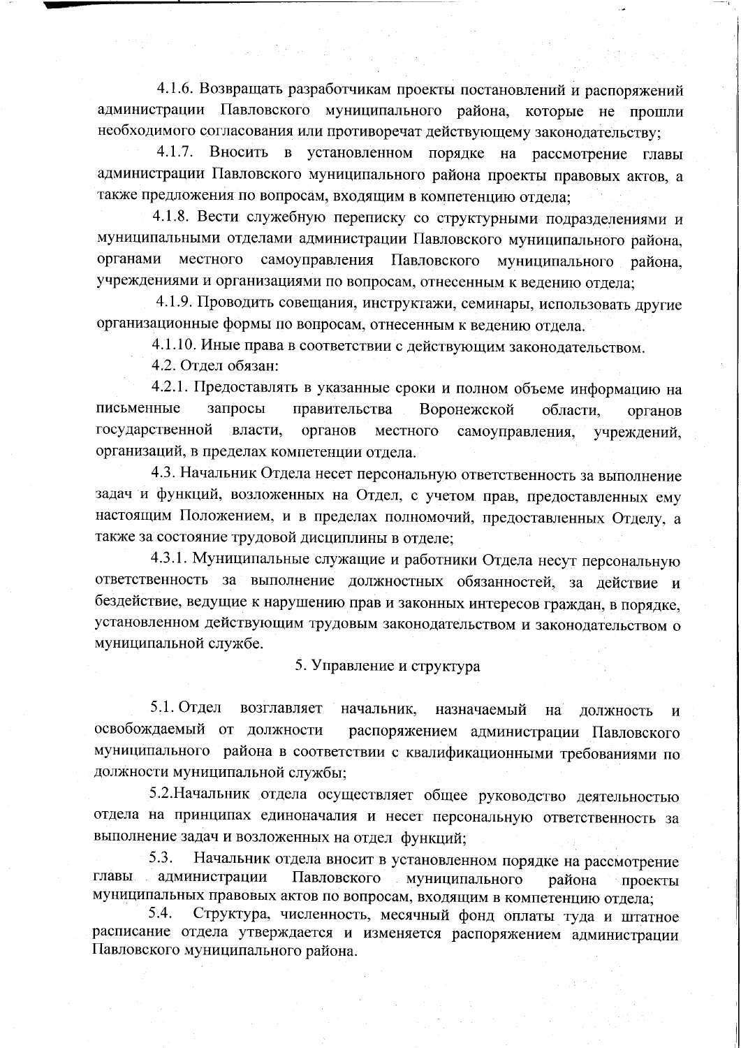4.1.6. Возвращать разработчикам проекты постановлений и распоряжений администрации Павловского муниципального района, которые не прошли необходимого согласования или противоречат действующему законодательству;

4.1.7. Вносить в установленном порядке на рассмотрение главы администрации Павловского муниципального района проекты правовых актов, а также предложения по вопросам, входящим в компетенцию отдела;

4.1.8. Вести служебную переписку со структурными подразделениями и муниципальными отделами администрации Павловского муниципального района, органами местного самоуправления Павловского муниципального района, учреждениями и организациями по вопросам, отнесенным к ведению отдела;

4.1.9. Проводить совещания, инструктажи, семинары, использовать другие организационные формы по вопросам, отнесенным к ведению отдела.

4.1.10. Иные права в соответствии с действующим законодательством.

4.2. Отдел обязан:

4.2.1. Предоставлять в указанные сроки и полном объеме информацию на письменные запросы правительства Воронежской области, органов государственной власти, органов местного самоуправления, учреждений, организаций, в пределах компетенции отдела.

4.3. Начальник Отдела несет персональную ответственность за выполнение задач и функций, возложенных на Отдел, с учетом прав, предоставленных ему настоящим Положением, и в пределах полномочий, предоставленных Отделу, а также за состояние трудовой дисциплины в отделе;

4.3.1. Муниципальные служащие и работники Отдела несут персональную ответственность за выполнение должностных обязанностей, за действие и бездействие, ведущие к нарушению прав и законных интересов граждан, в порядке, установленном действующим трудовым законодательством и законодательством о муниципальной службе.

## 5. Управление и структура

5.1. Отдел возглавляет начальник, назначаемый на должность и освобождаемый от должности распоряжением администрации Павловского муниципального района в соответствии с квалификационными требованиями по должности муниципальной службы;

5.2.Начальник отдела осуществляет общее руководство деятельностью отдела на принципах единоначалия и несет персональную ответственность за выполнение задач и возложенных на отдел функций;

5.3. Начальник отдела вносит в установленном порядке на рассмотрение главы администрации Павловского муниципального района проекты муниципальных правовых актов по вопросам, входящим в компетенцию отдела;

5.4. Структура, численность, месячный фонд оплаты туда и штатное расписание отдела утверждается и изменяется распоряжением администрации Павловского муниципального района.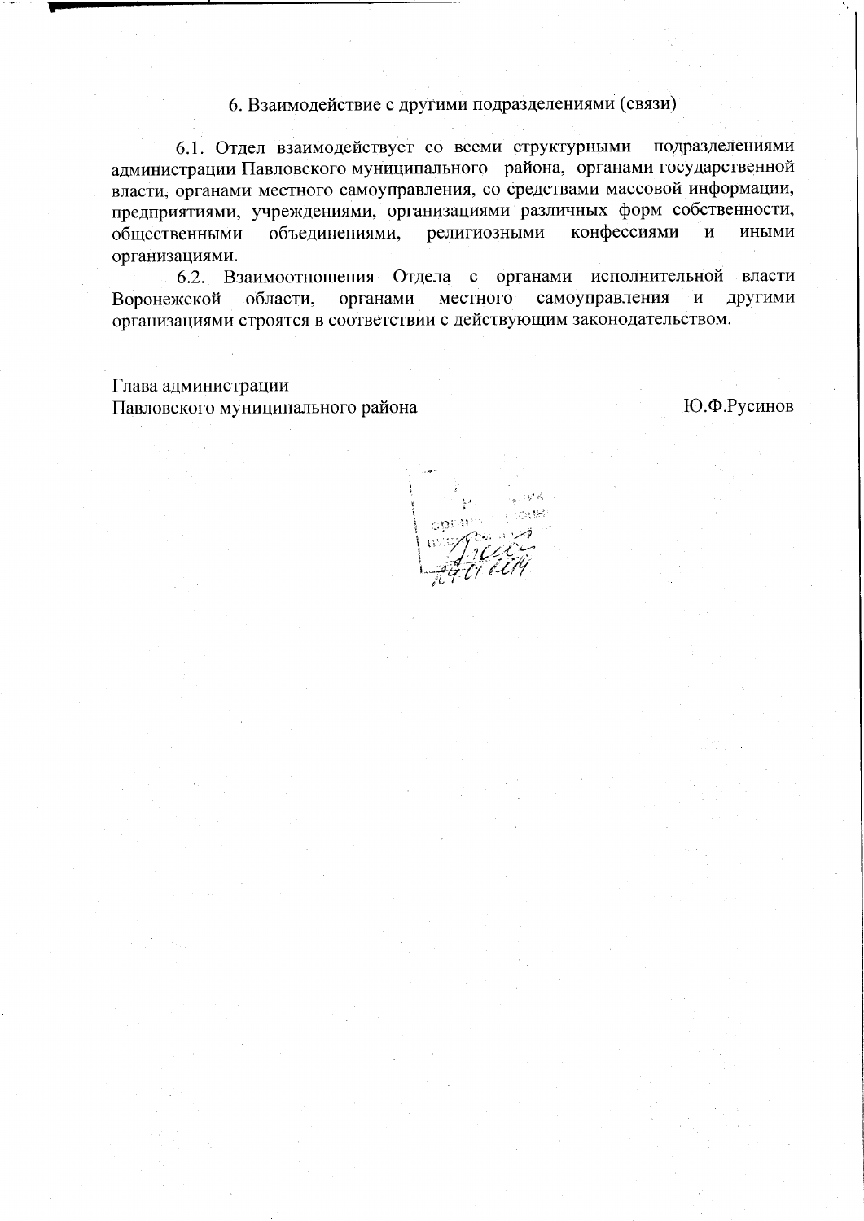### 6. Взаимодействие с другими подразделениями (связи)

6.1. Отдел взаимодействует со всеми структурными подразделениями администрации Павловского муниципального района, органами государственной власти, органами местного самоуправления, со средствами массовой информации, предприятиями, учреждениями, организациями различных форм собственности, общественными объединениями, религиозными конфессиями и иными организациями.

6.2. Взаимоотношения Отдела с органами исполнительной власти Воронежской области, органами местного самоуправления и другими организациями строятся в соответствии с действующим законодательством.

Глава администрации
Павловского муниципального района Ю.Ф.Русинов